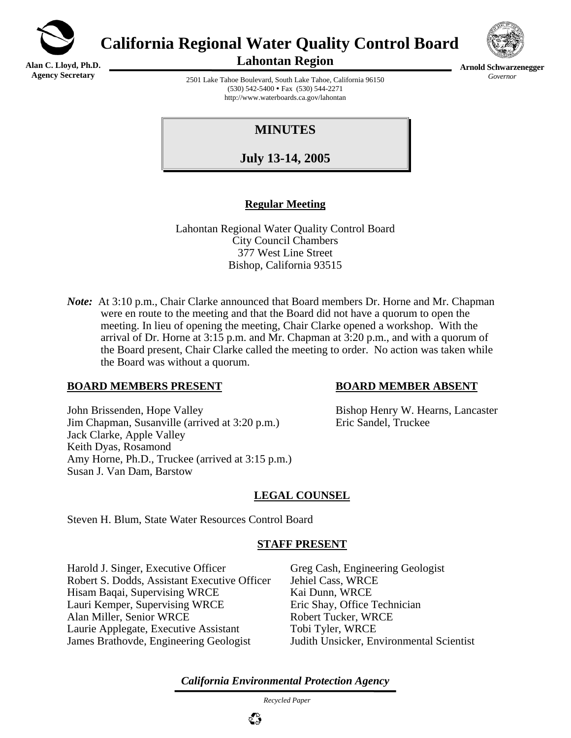# California Regional Water Quality Control Board

## Lahontan Region

**Alan C. Lloyd, Ph.D.**
**Agency Secretary**

**Arnold Schwarzenegger**
*Governor*

2501 Lake Tahoe Boulevard, South Lake Tahoe, California 96150
(530) 542-5400 • Fax (530) 544-2271
http://www.waterboards.ca.gov/lahontan

# MINUTES

## July 13-14, 2005

**Regular Meeting**

Lahontan Regional Water Quality Control Board
City Council Chambers
377 West Line Street
Bishop, California 93515

***Note:*** At 3:10 p.m., Chair Clarke announced that Board members Dr. Horne and Mr. Chapman were en route to the meeting and that the Board did not have a quorum to open the meeting. In lieu of opening the meeting, Chair Clarke opened a workshop. With the arrival of Dr. Horne at 3:15 p.m. and Mr. Chapman at 3:20 p.m., and with a quorum of the Board present, Chair Clarke called the meeting to order. No action was taken while the Board was without a quorum.

**BOARD MEMBERS PRESENT**

John Brissenden, Hope Valley
Jim Chapman, Susanville (arrived at 3:20 p.m.)
Jack Clarke, Apple Valley
Keith Dyas, Rosamond
Amy Horne, Ph.D., Truckee (arrived at 3:15 p.m.)
Susan J. Van Dam, Barstow

**BOARD MEMBER ABSENT**

Bishop Henry W. Hearns, Lancaster
Eric Sandel, Truckee

**LEGAL COUNSEL**

Steven H. Blum, State Water Resources Control Board

**STAFF PRESENT**

Harold J. Singer, Executive Officer
Robert S. Dodds, Assistant Executive Officer
Hisam Baqai, Supervising WRCE
Lauri Kemper, Supervising WRCE
Alan Miller, Senior WRCE
Laurie Applegate, Executive Assistant
James Brathovde, Engineering Geologist
Greg Cash, Engineering Geologist
Jehiel Cass, WRCE
Kai Dunn, WRCE
Eric Shay, Office Technician
Robert Tucker, WRCE
Tobi Tyler, WRCE
Judith Unsicker, Environmental Scientist

*California Environmental Protection Agency*

*Recycled Paper*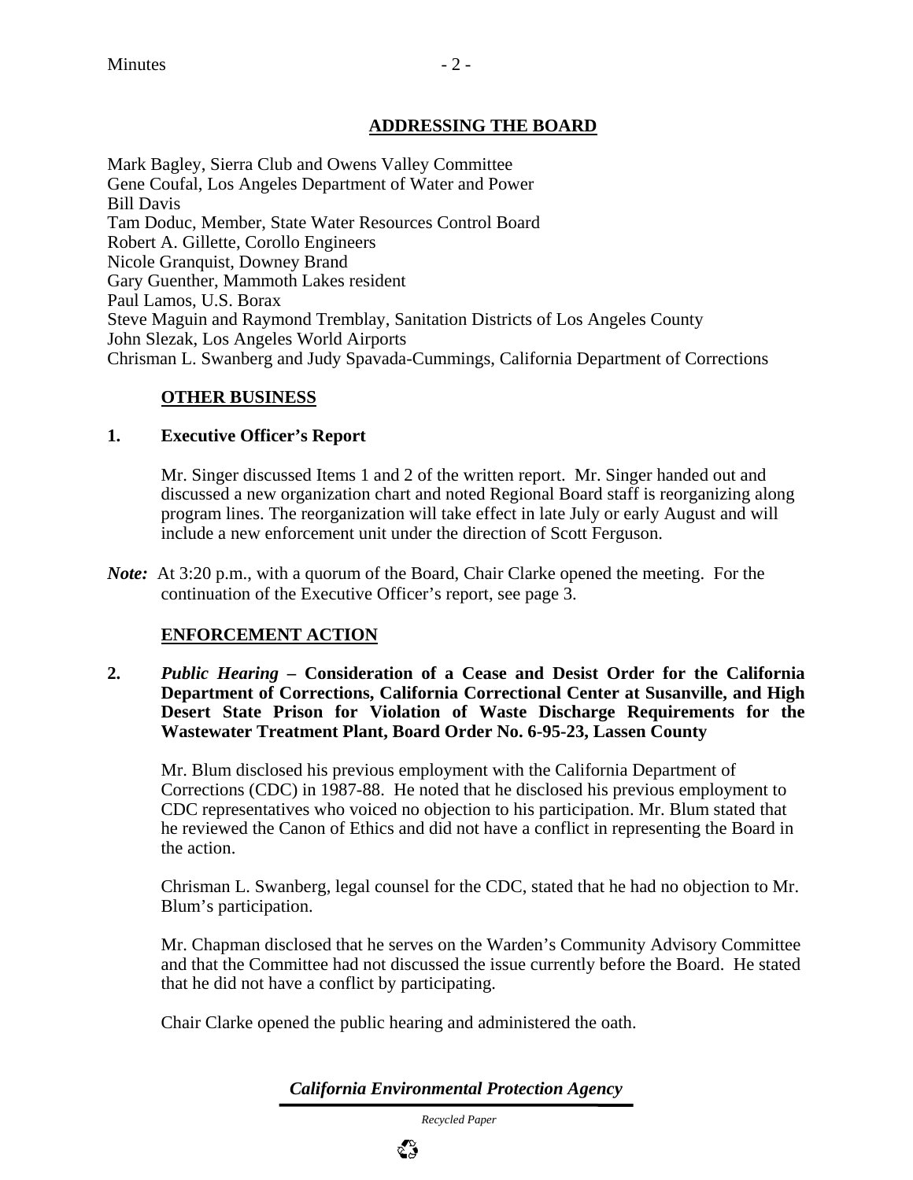## ADDRESSING THE BOARD

Mark Bagley, Sierra Club and Owens Valley Committee
Gene Coufal, Los Angeles Department of Water and Power
Bill Davis
Tam Doduc, Member, State Water Resources Control Board
Robert A. Gillette, Corollo Engineers
Nicole Granquist, Downey Brand
Gary Guenther, Mammoth Lakes resident
Paul Lamos, U.S. Borax
Steve Maguin and Raymond Tremblay, Sanitation Districts of Los Angeles County
John Slezak, Los Angeles World Airports
Chrisman L. Swanberg and Judy Spavada-Cummings, California Department of Corrections

## OTHER BUSINESS

**1. Executive Officer's Report**

Mr. Singer discussed Items 1 and 2 of the written report. Mr. Singer handed out and discussed a new organization chart and noted Regional Board staff is reorganizing along program lines. The reorganization will take effect in late July or early August and will include a new enforcement unit under the direction of Scott Ferguson.

***Note:*** At 3:20 p.m., with a quorum of the Board, Chair Clarke opened the meeting. For the continuation of the Executive Officer's report, see page 3.

## ENFORCEMENT ACTION

**2. *Public Hearing* – Consideration of a Cease and Desist Order for the California Department of Corrections, California Correctional Center at Susanville, and High Desert State Prison for Violation of Waste Discharge Requirements for the Wastewater Treatment Plant, Board Order No. 6-95-23, Lassen County**

Mr. Blum disclosed his previous employment with the California Department of Corrections (CDC) in 1987-88. He noted that he disclosed his previous employment to CDC representatives who voiced no objection to his participation. Mr. Blum stated that he reviewed the Canon of Ethics and did not have a conflict in representing the Board in the action.

Chrisman L. Swanberg, legal counsel for the CDC, stated that he had no objection to Mr. Blum's participation.

Mr. Chapman disclosed that he serves on the Warden's Community Advisory Committee and that the Committee had not discussed the issue currently before the Board. He stated that he did not have a conflict by participating.

Chair Clarke opened the public hearing and administered the oath.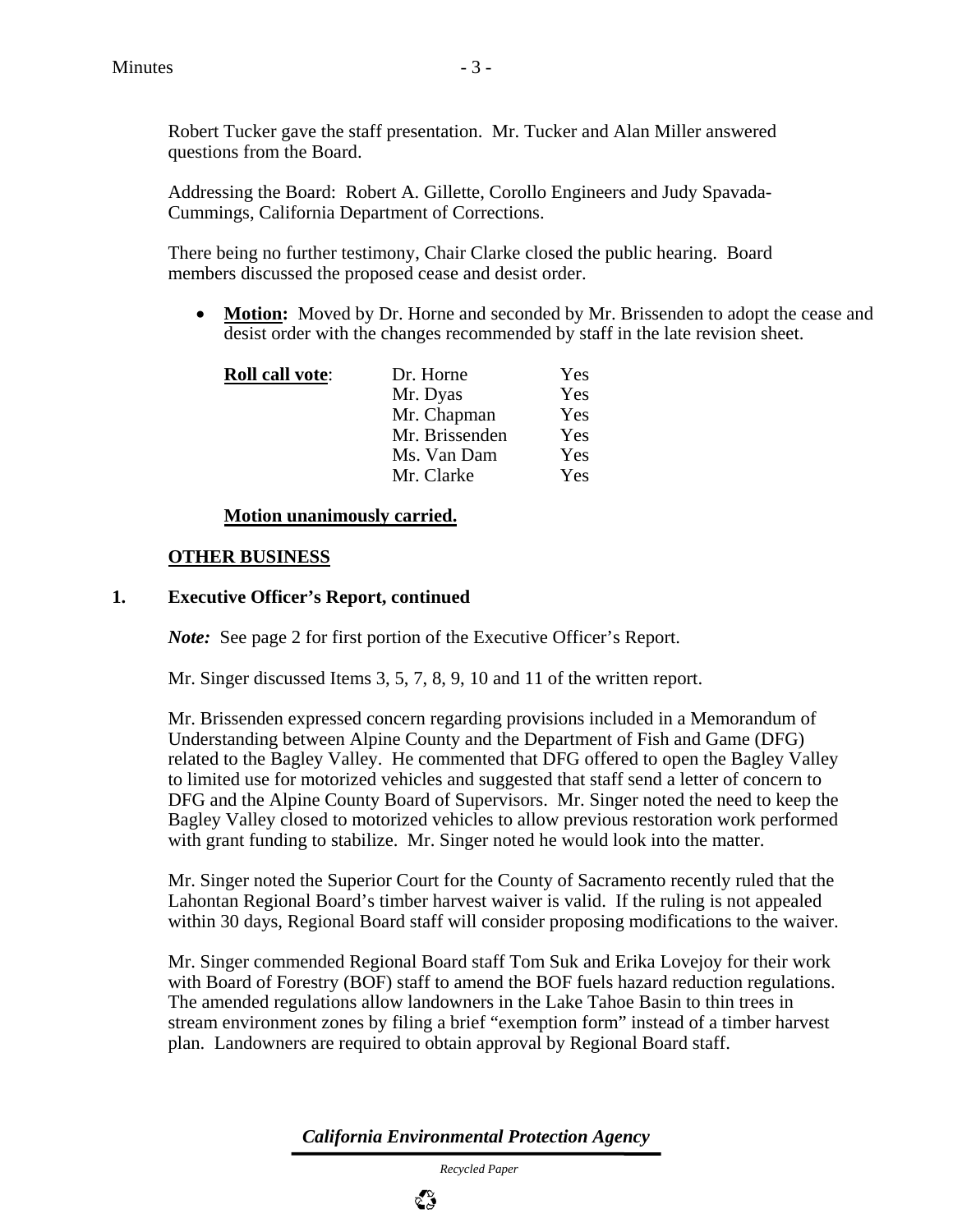Robert Tucker gave the staff presentation. Mr. Tucker and Alan Miller answered questions from the Board.

Addressing the Board: Robert A. Gillette, Corollo Engineers and Judy Spavada-Cummings, California Department of Corrections.

There being no further testimony, Chair Clarke closed the public hearing. Board members discussed the proposed cease and desist order.

- **Motion:** Moved by Dr. Horne and seconded by Mr. Brissenden to adopt the cease and desist order with the changes recommended by staff in the late revision sheet.

| **Roll call vote**: | | |
|---|---|---|
| | Dr. Horne | Yes |
| | Mr. Dyas | Yes |
| | Mr. Chapman | Yes |
| | Mr. Brissenden | Yes |
| | Ms. Van Dam | Yes |
| | Mr. Clarke | Yes |

**Motion unanimously carried.**

## OTHER BUSINESS

### 1. Executive Officer's Report, continued

***Note:*** See page 2 for first portion of the Executive Officer's Report.

Mr. Singer discussed Items 3, 5, 7, 8, 9, 10 and 11 of the written report.

Mr. Brissenden expressed concern regarding provisions included in a Memorandum of Understanding between Alpine County and the Department of Fish and Game (DFG) related to the Bagley Valley. He commented that DFG offered to open the Bagley Valley to limited use for motorized vehicles and suggested that staff send a letter of concern to DFG and the Alpine County Board of Supervisors. Mr. Singer noted the need to keep the Bagley Valley closed to motorized vehicles to allow previous restoration work performed with grant funding to stabilize. Mr. Singer noted he would look into the matter.

Mr. Singer noted the Superior Court for the County of Sacramento recently ruled that the Lahontan Regional Board's timber harvest waiver is valid. If the ruling is not appealed within 30 days, Regional Board staff will consider proposing modifications to the waiver.

Mr. Singer commended Regional Board staff Tom Suk and Erika Lovejoy for their work with Board of Forestry (BOF) staff to amend the BOF fuels hazard reduction regulations. The amended regulations allow landowners in the Lake Tahoe Basin to thin trees in stream environment zones by filing a brief "exemption form" instead of a timber harvest plan. Landowners are required to obtain approval by Regional Board staff.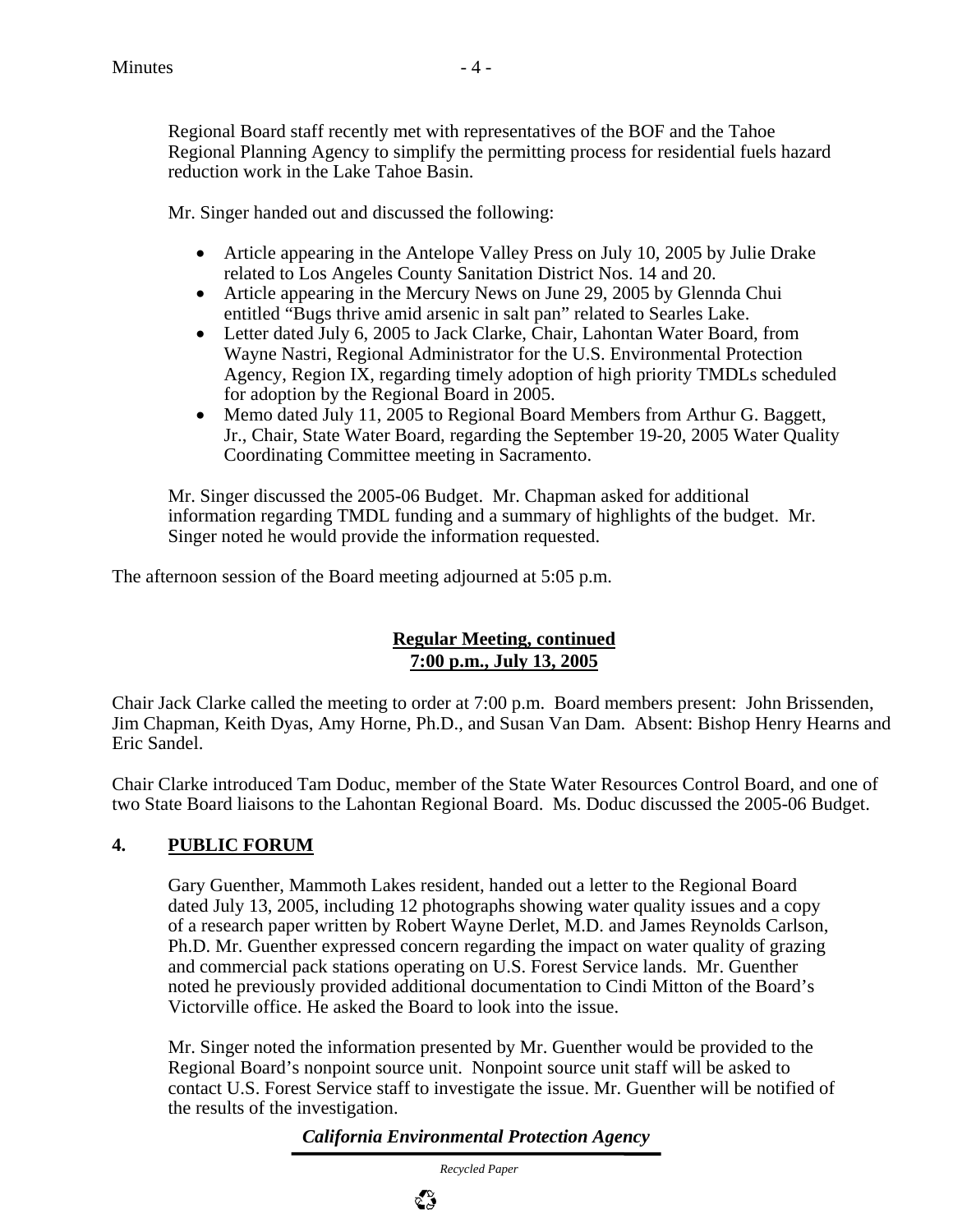Regional Board staff recently met with representatives of the BOF and the Tahoe Regional Planning Agency to simplify the permitting process for residential fuels hazard reduction work in the Lake Tahoe Basin.

Mr. Singer handed out and discussed the following:

- Article appearing in the Antelope Valley Press on July 10, 2005 by Julie Drake related to Los Angeles County Sanitation District Nos. 14 and 20.
- Article appearing in the Mercury News on June 29, 2005 by Glennda Chui entitled "Bugs thrive amid arsenic in salt pan" related to Searles Lake.
- Letter dated July 6, 2005 to Jack Clarke, Chair, Lahontan Water Board, from Wayne Nastri, Regional Administrator for the U.S. Environmental Protection Agency, Region IX, regarding timely adoption of high priority TMDLs scheduled for adoption by the Regional Board in 2005.
- Memo dated July 11, 2005 to Regional Board Members from Arthur G. Baggett, Jr., Chair, State Water Board, regarding the September 19-20, 2005 Water Quality Coordinating Committee meeting in Sacramento.

Mr. Singer discussed the 2005-06 Budget. Mr. Chapman asked for additional information regarding TMDL funding and a summary of highlights of the budget. Mr. Singer noted he would provide the information requested.

The afternoon session of the Board meeting adjourned at 5:05 p.m.

**Regular Meeting, continued**
**7:00 p.m., July 13, 2005**

Chair Jack Clarke called the meeting to order at 7:00 p.m. Board members present: John Brissenden, Jim Chapman, Keith Dyas, Amy Horne, Ph.D., and Susan Van Dam. Absent: Bishop Henry Hearns and Eric Sandel.

Chair Clarke introduced Tam Doduc, member of the State Water Resources Control Board, and one of two State Board liaisons to the Lahontan Regional Board. Ms. Doduc discussed the 2005-06 Budget.

## 4. PUBLIC FORUM

Gary Guenther, Mammoth Lakes resident, handed out a letter to the Regional Board dated July 13, 2005, including 12 photographs showing water quality issues and a copy of a research paper written by Robert Wayne Derlet, M.D. and James Reynolds Carlson, Ph.D. Mr. Guenther expressed concern regarding the impact on water quality of grazing and commercial pack stations operating on U.S. Forest Service lands. Mr. Guenther noted he previously provided additional documentation to Cindi Mitton of the Board's Victorville office. He asked the Board to look into the issue.

Mr. Singer noted the information presented by Mr. Guenther would be provided to the Regional Board's nonpoint source unit. Nonpoint source unit staff will be asked to contact U.S. Forest Service staff to investigate the issue. Mr. Guenther will be notified of the results of the investigation.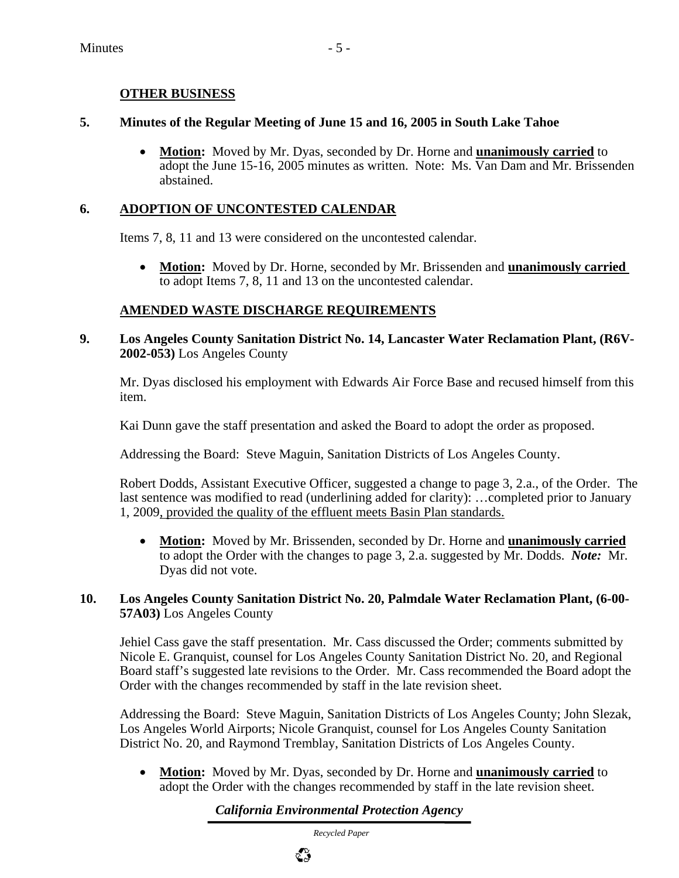**OTHER BUSINESS**

**5. Minutes of the Regular Meeting of June 15 and 16, 2005 in South Lake Tahoe**

- **Motion:** Moved by Mr. Dyas, seconded by Dr. Horne and **unanimously carried** to adopt the June 15-16, 2005 minutes as written. Note: Ms. Van Dam and Mr. Brissenden abstained.

**6. ADOPTION OF UNCONTESTED CALENDAR**

Items 7, 8, 11 and 13 were considered on the uncontested calendar.

- **Motion:** Moved by Dr. Horne, seconded by Mr. Brissenden and **unanimously carried** to adopt Items 7, 8, 11 and 13 on the uncontested calendar.

**AMENDED WASTE DISCHARGE REQUIREMENTS**

**9. Los Angeles County Sanitation District No. 14, Lancaster Water Reclamation Plant, (R6V-2002-053)** Los Angeles County

Mr. Dyas disclosed his employment with Edwards Air Force Base and recused himself from this item.

Kai Dunn gave the staff presentation and asked the Board to adopt the order as proposed.

Addressing the Board: Steve Maguin, Sanitation Districts of Los Angeles County.

Robert Dodds, Assistant Executive Officer, suggested a change to page 3, 2.a., of the Order. The last sentence was modified to read (underlining added for clarity): …completed prior to January 1, 2009<u>, provided the quality of the effluent meets Basin Plan standards.</u>

- **Motion:** Moved by Mr. Brissenden, seconded by Dr. Horne and **unanimously carried** to adopt the Order with the changes to page 3, 2.a. suggested by Mr. Dodds. ***Note:*** Mr. Dyas did not vote.

**10. Los Angeles County Sanitation District No. 20, Palmdale Water Reclamation Plant, (6-00-57A03)** Los Angeles County

Jehiel Cass gave the staff presentation. Mr. Cass discussed the Order; comments submitted by Nicole E. Granquist, counsel for Los Angeles County Sanitation District No. 20, and Regional Board staff's suggested late revisions to the Order. Mr. Cass recommended the Board adopt the Order with the changes recommended by staff in the late revision sheet.

Addressing the Board: Steve Maguin, Sanitation Districts of Los Angeles County; John Slezak, Los Angeles World Airports; Nicole Granquist, counsel for Los Angeles County Sanitation District No. 20, and Raymond Tremblay, Sanitation Districts of Los Angeles County.

- **Motion:** Moved by Mr. Dyas, seconded by Dr. Horne and **unanimously carried** to adopt the Order with the changes recommended by staff in the late revision sheet.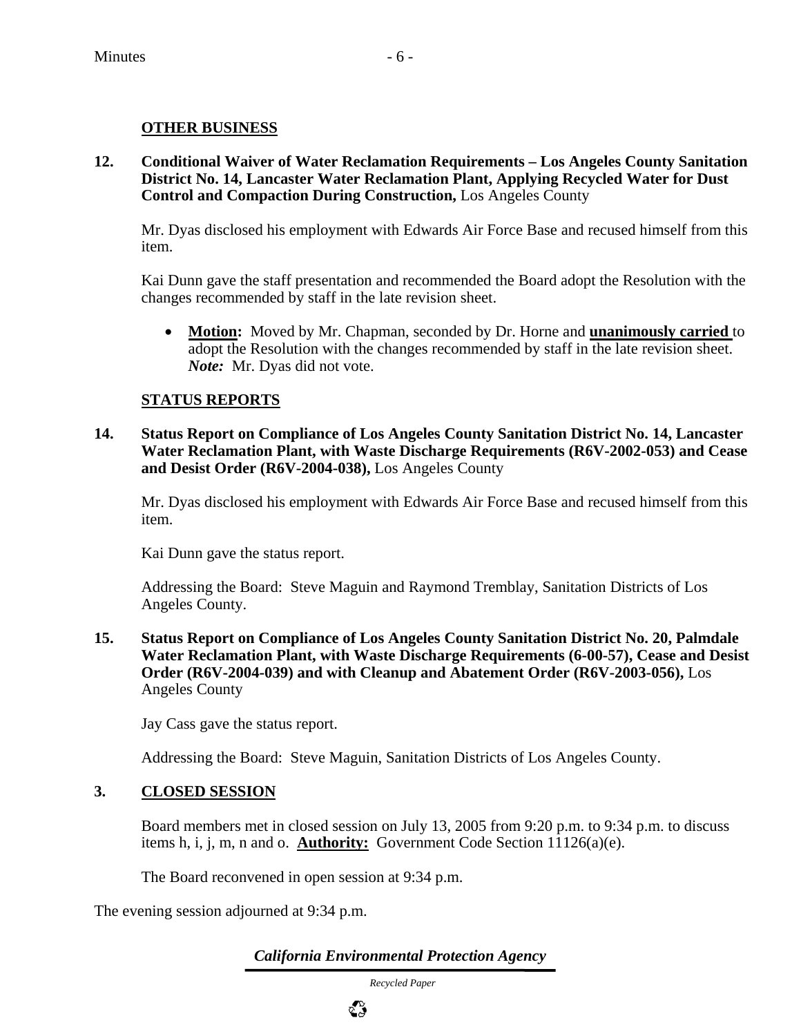## OTHER BUSINESS

**12. Conditional Waiver of Water Reclamation Requirements – Los Angeles County Sanitation District No. 14, Lancaster Water Reclamation Plant, Applying Recycled Water for Dust Control and Compaction During Construction,** Los Angeles County

Mr. Dyas disclosed his employment with Edwards Air Force Base and recused himself from this item.

Kai Dunn gave the staff presentation and recommended the Board adopt the Resolution with the changes recommended by staff in the late revision sheet.

- **Motion:** Moved by Mr. Chapman, seconded by Dr. Horne and **unanimously carried** to adopt the Resolution with the changes recommended by staff in the late revision sheet. ***Note:*** Mr. Dyas did not vote.

## STATUS REPORTS

**14. Status Report on Compliance of Los Angeles County Sanitation District No. 14, Lancaster Water Reclamation Plant, with Waste Discharge Requirements (R6V-2002-053) and Cease and Desist Order (R6V-2004-038),** Los Angeles County

Mr. Dyas disclosed his employment with Edwards Air Force Base and recused himself from this item.

Kai Dunn gave the status report.

Addressing the Board: Steve Maguin and Raymond Tremblay, Sanitation Districts of Los Angeles County.

**15. Status Report on Compliance of Los Angeles County Sanitation District No. 20, Palmdale Water Reclamation Plant, with Waste Discharge Requirements (6-00-57), Cease and Desist Order (R6V-2004-039) and with Cleanup and Abatement Order (R6V-2003-056),** Los Angeles County

Jay Cass gave the status report.

Addressing the Board: Steve Maguin, Sanitation Districts of Los Angeles County.

## 3. CLOSED SESSION

Board members met in closed session on July 13, 2005 from 9:20 p.m. to 9:34 p.m. to discuss items h, i, j, m, n and o. **Authority:** Government Code Section 11126(a)(e).

The Board reconvened in open session at 9:34 p.m.

The evening session adjourned at 9:34 p.m.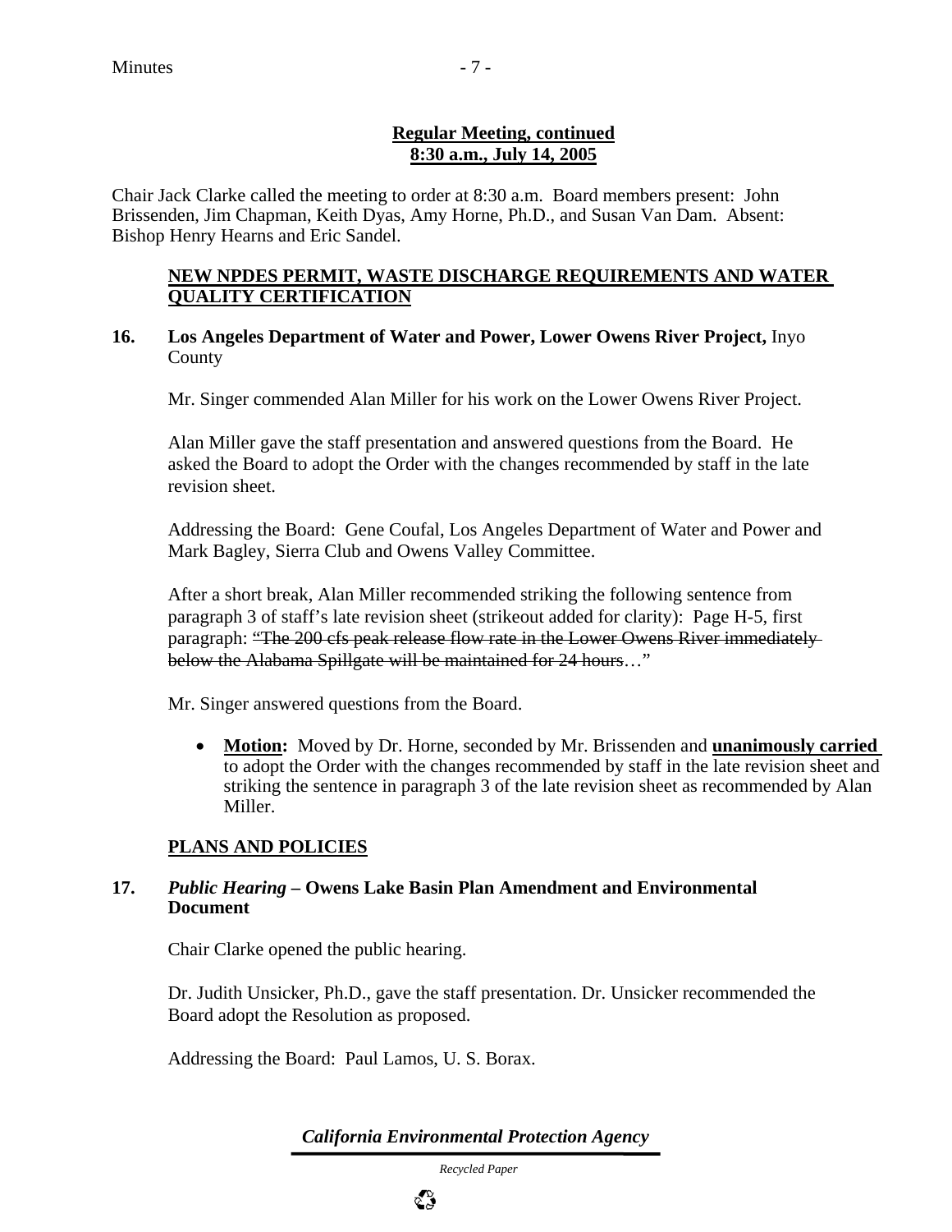**Regular Meeting, continued**
**8:30 a.m., July 14, 2005**

Chair Jack Clarke called the meeting to order at 8:30 a.m. Board members present: John Brissenden, Jim Chapman, Keith Dyas, Amy Horne, Ph.D., and Susan Van Dam. Absent: Bishop Henry Hearns and Eric Sandel.

## NEW NPDES PERMIT, WASTE DISCHARGE REQUIREMENTS AND WATER QUALITY CERTIFICATION

**16. Los Angeles Department of Water and Power, Lower Owens River Project,** Inyo County

Mr. Singer commended Alan Miller for his work on the Lower Owens River Project.

Alan Miller gave the staff presentation and answered questions from the Board. He asked the Board to adopt the Order with the changes recommended by staff in the late revision sheet.

Addressing the Board: Gene Coufal, Los Angeles Department of Water and Power and Mark Bagley, Sierra Club and Owens Valley Committee.

After a short break, Alan Miller recommended striking the following sentence from paragraph 3 of staff's late revision sheet (strikeout added for clarity): Page H-5, first paragraph: ~~"The 200 cfs peak release flow rate in the Lower Owens River immediately below the Alabama Spillgate will be maintained for 24 hours~~…"

Mr. Singer answered questions from the Board.

- **Motion:** Moved by Dr. Horne, seconded by Mr. Brissenden and **unanimously carried** to adopt the Order with the changes recommended by staff in the late revision sheet and striking the sentence in paragraph 3 of the late revision sheet as recommended by Alan Miller.

## PLANS AND POLICIES

**17. *Public Hearing* – Owens Lake Basin Plan Amendment and Environmental Document**

Chair Clarke opened the public hearing.

Dr. Judith Unsicker, Ph.D., gave the staff presentation. Dr. Unsicker recommended the Board adopt the Resolution as proposed.

Addressing the Board: Paul Lamos, U. S. Borax.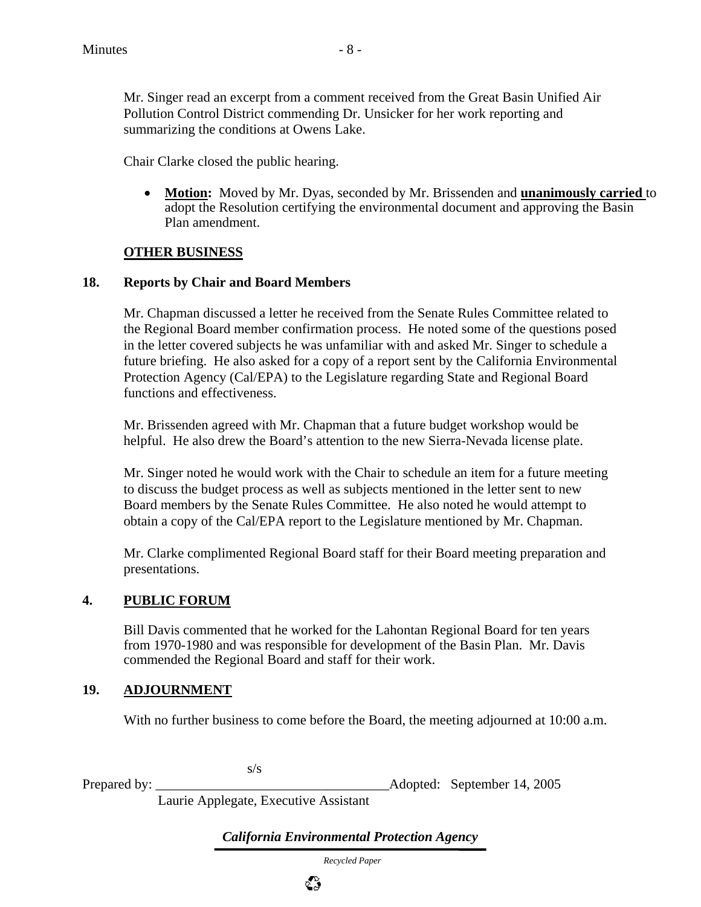Mr. Singer read an excerpt from a comment received from the Great Basin Unified Air Pollution Control District commending Dr. Unsicker for her work reporting and summarizing the conditions at Owens Lake.

Chair Clarke closed the public hearing.

- **Motion:** Moved by Mr. Dyas, seconded by Mr. Brissenden and **unanimously carried** to adopt the Resolution certifying the environmental document and approving the Basin Plan amendment.

**OTHER BUSINESS**

## 18. Reports by Chair and Board Members

Mr. Chapman discussed a letter he received from the Senate Rules Committee related to the Regional Board member confirmation process. He noted some of the questions posed in the letter covered subjects he was unfamiliar with and asked Mr. Singer to schedule a future briefing. He also asked for a copy of a report sent by the California Environmental Protection Agency (Cal/EPA) to the Legislature regarding State and Regional Board functions and effectiveness.

Mr. Brissenden agreed with Mr. Chapman that a future budget workshop would be helpful. He also drew the Board's attention to the new Sierra-Nevada license plate.

Mr. Singer noted he would work with the Chair to schedule an item for a future meeting to discuss the budget process as well as subjects mentioned in the letter sent to new Board members by the Senate Rules Committee. He also noted he would attempt to obtain a copy of the Cal/EPA report to the Legislature mentioned by Mr. Chapman.

Mr. Clarke complimented Regional Board staff for their Board meeting preparation and presentations.

## 4. PUBLIC FORUM

Bill Davis commented that he worked for the Lahontan Regional Board for ten years from 1970-1980 and was responsible for development of the Basin Plan. Mr. Davis commended the Regional Board and staff for their work.

## 19. ADJOURNMENT

With no further business to come before the Board, the meeting adjourned at 10:00 a.m.

s/s

Prepared by: ________________________________ Adopted: September 14, 2005

Laurie Applegate, Executive Assistant